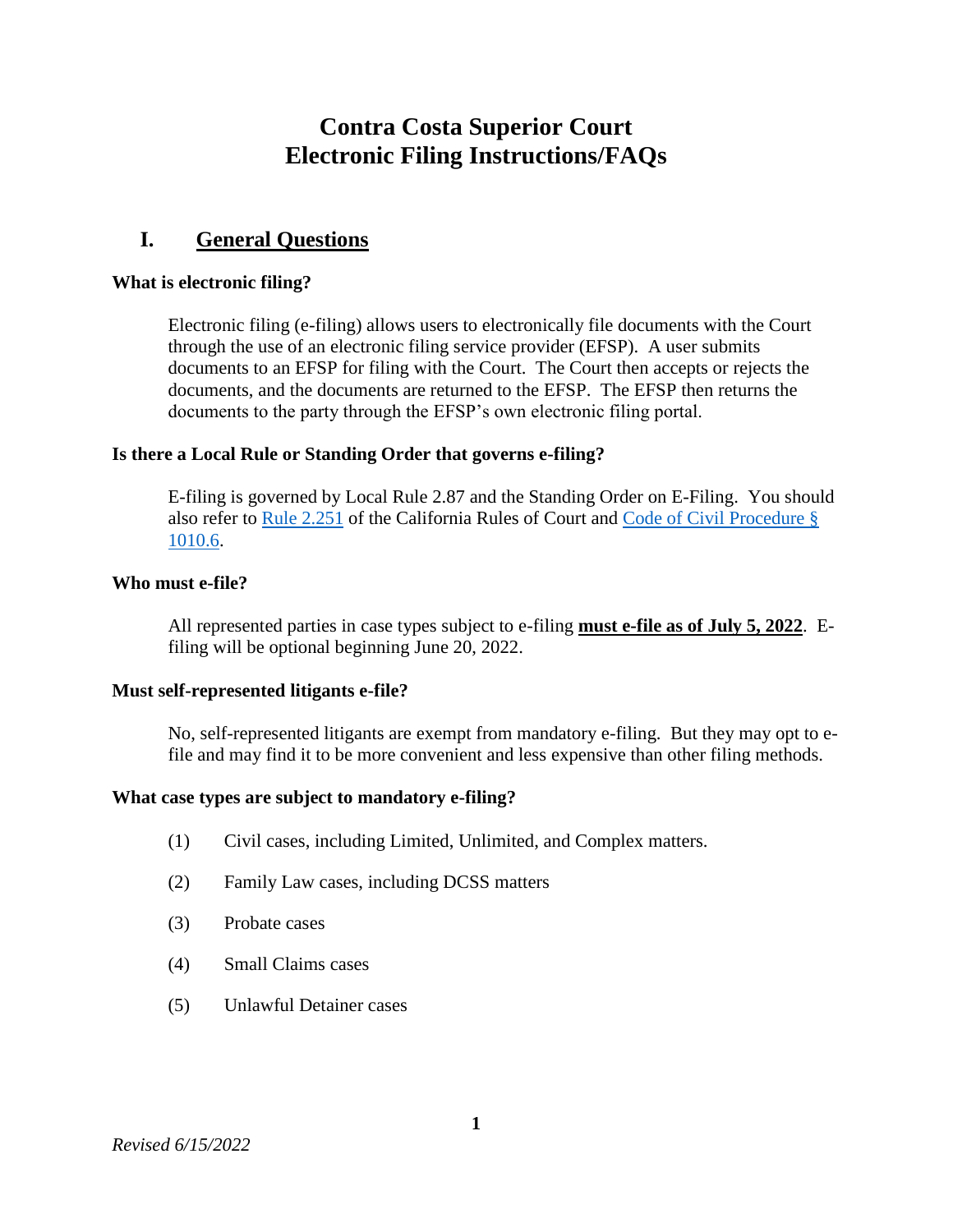# Contra Costa Superior Court
# Electronic Filing Instructions/FAQs

## I. General Questions

### What is electronic filing?

Electronic filing (e-filing) allows users to electronically file documents with the Court through the use of an electronic filing service provider (EFSP). A user submits documents to an EFSP for filing with the Court. The Court then accepts or rejects the documents, and the documents are returned to the EFSP. The EFSP then returns the documents to the party through the EFSP's own electronic filing portal.

### Is there a Local Rule or Standing Order that governs e-filing?

E-filing is governed by Local Rule 2.87 and the Standing Order on E-Filing. You should also refer to Rule 2.251 of the California Rules of Court and Code of Civil Procedure § 1010.6.

### Who must e-file?

All represented parties in case types subject to e-filing **must e-file as of July 5, 2022**. E-filing will be optional beginning June 20, 2022.

### Must self-represented litigants e-file?

No, self-represented litigants are exempt from mandatory e-filing. But they may opt to e-file and may find it to be more convenient and less expensive than other filing methods.

### What case types are subject to mandatory e-filing?

(1) Civil cases, including Limited, Unlimited, and Complex matters.

(2) Family Law cases, including DCSS matters

(3) Probate cases

(4) Small Claims cases

(5) Unlawful Detainer cases

*Revised 6/15/2022*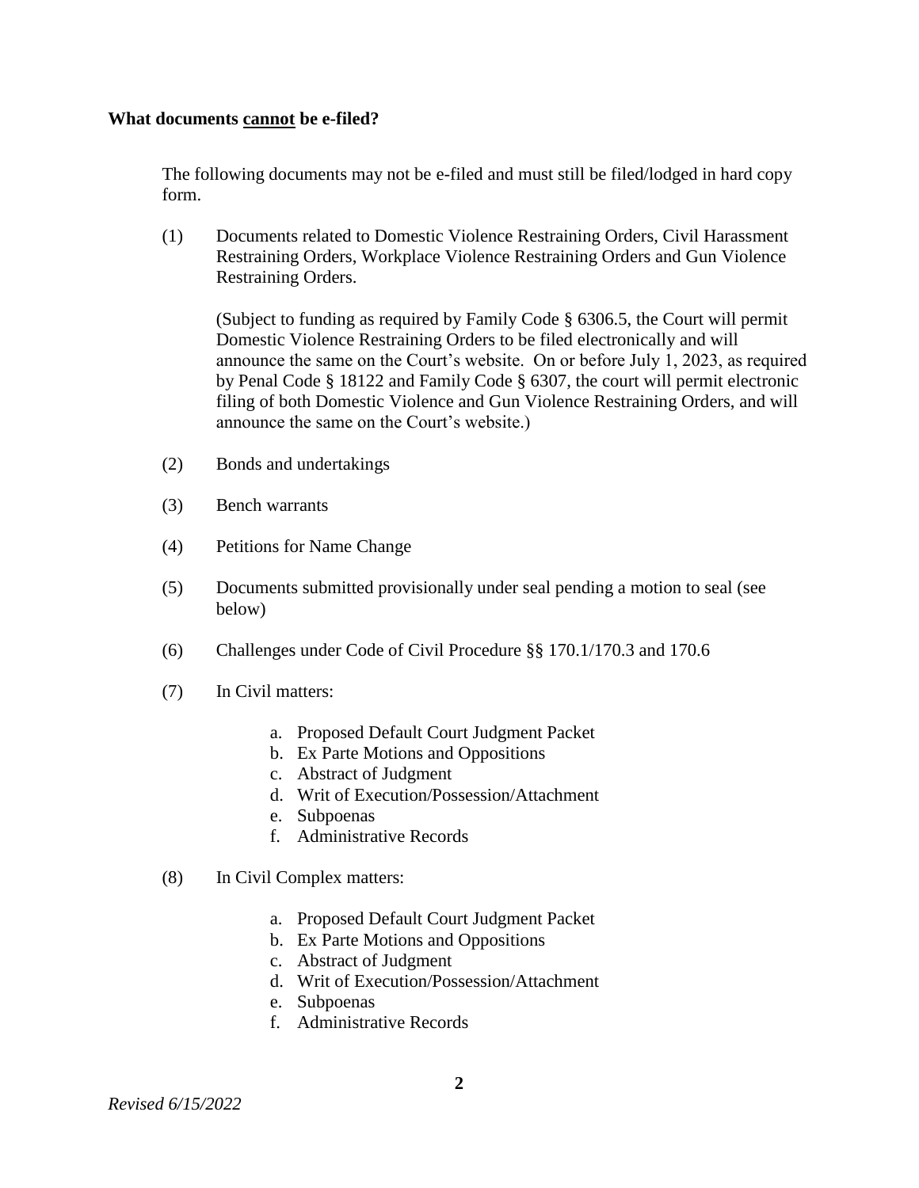**What documents <u>cannot</u> be e-filed?**

The following documents may not be e-filed and must still be filed/lodged in hard copy form.

(1) Documents related to Domestic Violence Restraining Orders, Civil Harassment Restraining Orders, Workplace Violence Restraining Orders and Gun Violence Restraining Orders.

(Subject to funding as required by Family Code § 6306.5, the Court will permit Domestic Violence Restraining Orders to be filed electronically and will announce the same on the Court's website. On or before July 1, 2023, as required by Penal Code § 18122 and Family Code § 6307, the court will permit electronic filing of both Domestic Violence and Gun Violence Restraining Orders, and will announce the same on the Court's website.)

(2) Bonds and undertakings

(3) Bench warrants

(4) Petitions for Name Change

(5) Documents submitted provisionally under seal pending a motion to seal (see below)

(6) Challenges under Code of Civil Procedure §§ 170.1/170.3 and 170.6

(7) In Civil matters:

a. Proposed Default Court Judgment Packet
b. Ex Parte Motions and Oppositions
c. Abstract of Judgment
d. Writ of Execution/Possession/Attachment
e. Subpoenas
f. Administrative Records

(8) In Civil Complex matters:

a. Proposed Default Court Judgment Packet
b. Ex Parte Motions and Oppositions
c. Abstract of Judgment
d. Writ of Execution/Possession/Attachment
e. Subpoenas
f. Administrative Records

*Revised 6/15/2022*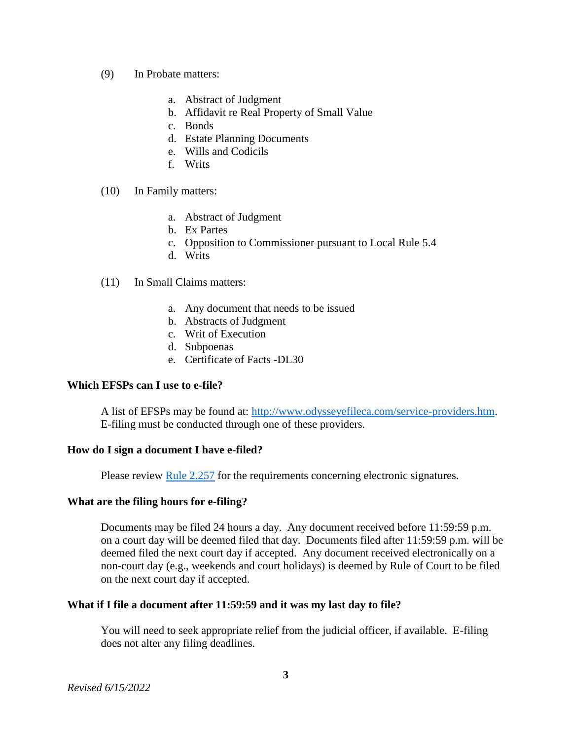(9) In Probate matters:

a. Abstract of Judgment
b. Affidavit re Real Property of Small Value
c. Bonds
d. Estate Planning Documents
e. Wills and Codicils
f. Writs

(10) In Family matters:

a. Abstract of Judgment
b. Ex Partes
c. Opposition to Commissioner pursuant to Local Rule 5.4
d. Writs

(11) In Small Claims matters:

a. Any document that needs to be issued
b. Abstracts of Judgment
c. Writ of Execution
d. Subpoenas
e. Certificate of Facts -DL30

**Which EFSPs can I use to e-file?**

A list of EFSPs may be found at: [http://www.odysseyefileca.com/service-providers.htm](http://www.odysseyefileca.com/service-providers.htm). E-filing must be conducted through one of these providers.

**How do I sign a document I have e-filed?**

Please review [Rule 2.257](#) for the requirements concerning electronic signatures.

**What are the filing hours for e-filing?**

Documents may be filed 24 hours a day. Any document received before 11:59:59 p.m. on a court day will be deemed filed that day. Documents filed after 11:59:59 p.m. will be deemed filed the next court day if accepted. Any document received electronically on a non-court day (e.g., weekends and court holidays) is deemed by Rule of Court to be filed on the next court day if accepted.

**What if I file a document after 11:59:59 and it was my last day to file?**

You will need to seek appropriate relief from the judicial officer, if available. E-filing does not alter any filing deadlines.

*Revised 6/15/2022*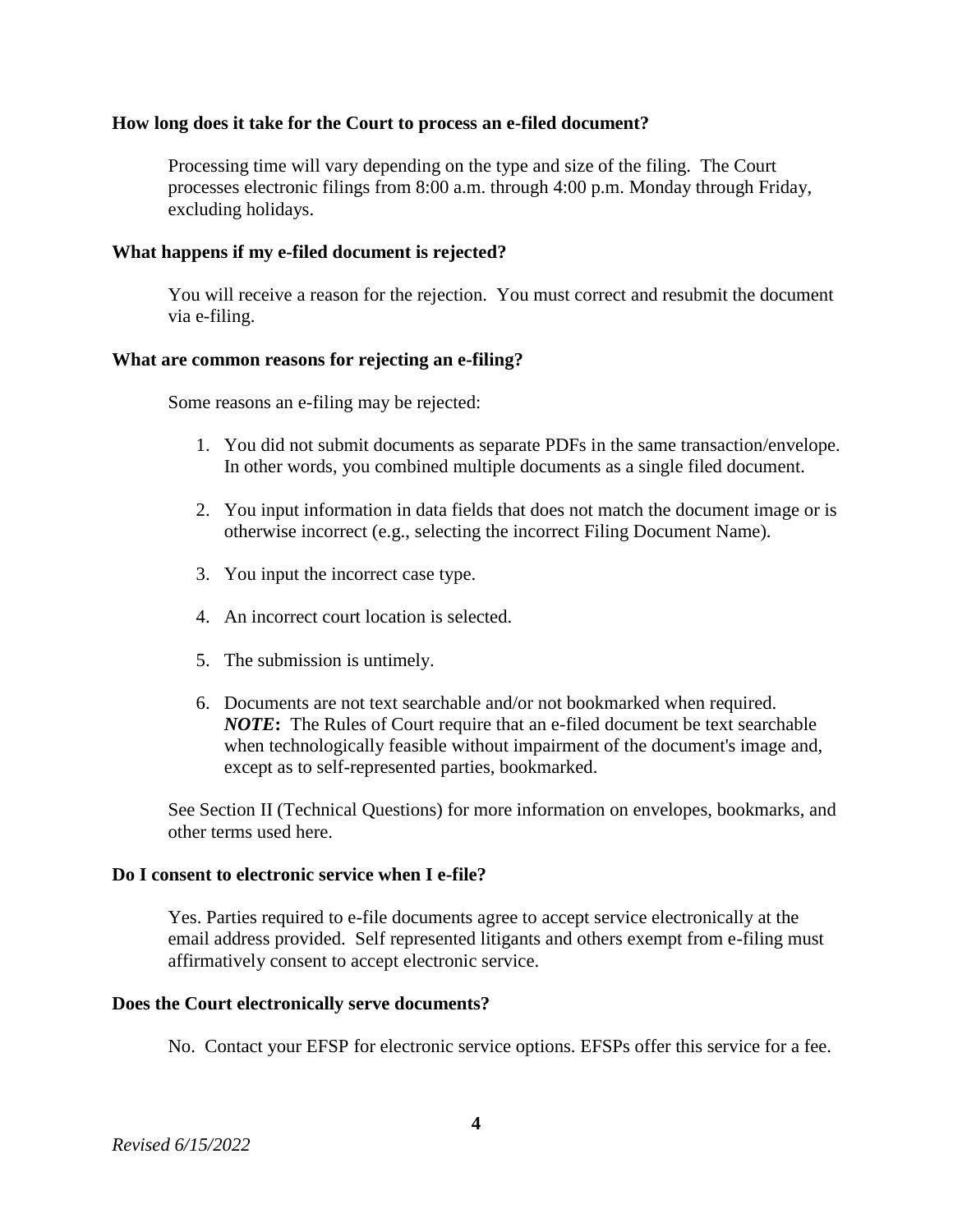**How long does it take for the Court to process an e-filed document?**

Processing time will vary depending on the type and size of the filing. The Court processes electronic filings from 8:00 a.m. through 4:00 p.m. Monday through Friday, excluding holidays.

**What happens if my e-filed document is rejected?**

You will receive a reason for the rejection. You must correct and resubmit the document via e-filing.

**What are common reasons for rejecting an e-filing?**

Some reasons an e-filing may be rejected:

1. You did not submit documents as separate PDFs in the same transaction/envelope. In other words, you combined multiple documents as a single filed document.
2. You input information in data fields that does not match the document image or is otherwise incorrect (e.g., selecting the incorrect Filing Document Name).
3. You input the incorrect case type.
4. An incorrect court location is selected.
5. The submission is untimely.
6. Documents are not text searchable and/or not bookmarked when required. ***NOTE*****:** The Rules of Court require that an e-filed document be text searchable when technologically feasible without impairment of the document's image and, except as to self-represented parties, bookmarked.

See Section II (Technical Questions) for more information on envelopes, bookmarks, and other terms used here.

**Do I consent to electronic service when I e-file?**

Yes. Parties required to e-file documents agree to accept service electronically at the email address provided. Self represented litigants and others exempt from e-filing must affirmatively consent to accept electronic service.

**Does the Court electronically serve documents?**

No. Contact your EFSP for electronic service options. EFSPs offer this service for a fee.

*Revised 6/15/2022*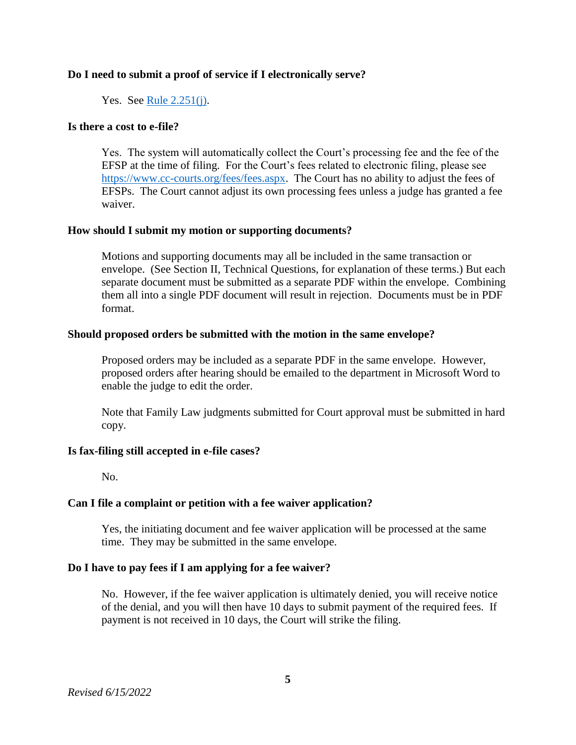**Do I need to submit a proof of service if I electronically serve?**

Yes. See [Rule 2.251(j)](Rule 2.251(j)).

**Is there a cost to e-file?**

Yes. The system will automatically collect the Court's processing fee and the fee of the EFSP at the time of filing. For the Court's fees related to electronic filing, please see https://www.cc-courts.org/fees/fees.aspx. The Court has no ability to adjust the fees of EFSPs. The Court cannot adjust its own processing fees unless a judge has granted a fee waiver.

**How should I submit my motion or supporting documents?**

Motions and supporting documents may all be included in the same transaction or envelope. (See Section II, Technical Questions, for explanation of these terms.) But each separate document must be submitted as a separate PDF within the envelope. Combining them all into a single PDF document will result in rejection. Documents must be in PDF format.

**Should proposed orders be submitted with the motion in the same envelope?**

Proposed orders may be included as a separate PDF in the same envelope. However, proposed orders after hearing should be emailed to the department in Microsoft Word to enable the judge to edit the order.

Note that Family Law judgments submitted for Court approval must be submitted in hard copy.

**Is fax-filing still accepted in e-file cases?**

No.

**Can I file a complaint or petition with a fee waiver application?**

Yes, the initiating document and fee waiver application will be processed at the same time. They may be submitted in the same envelope.

**Do I have to pay fees if I am applying for a fee waiver?**

No. However, if the fee waiver application is ultimately denied, you will receive notice of the denial, and you will then have 10 days to submit payment of the required fees. If payment is not received in 10 days, the Court will strike the filing.

*Revised 6/15/2022*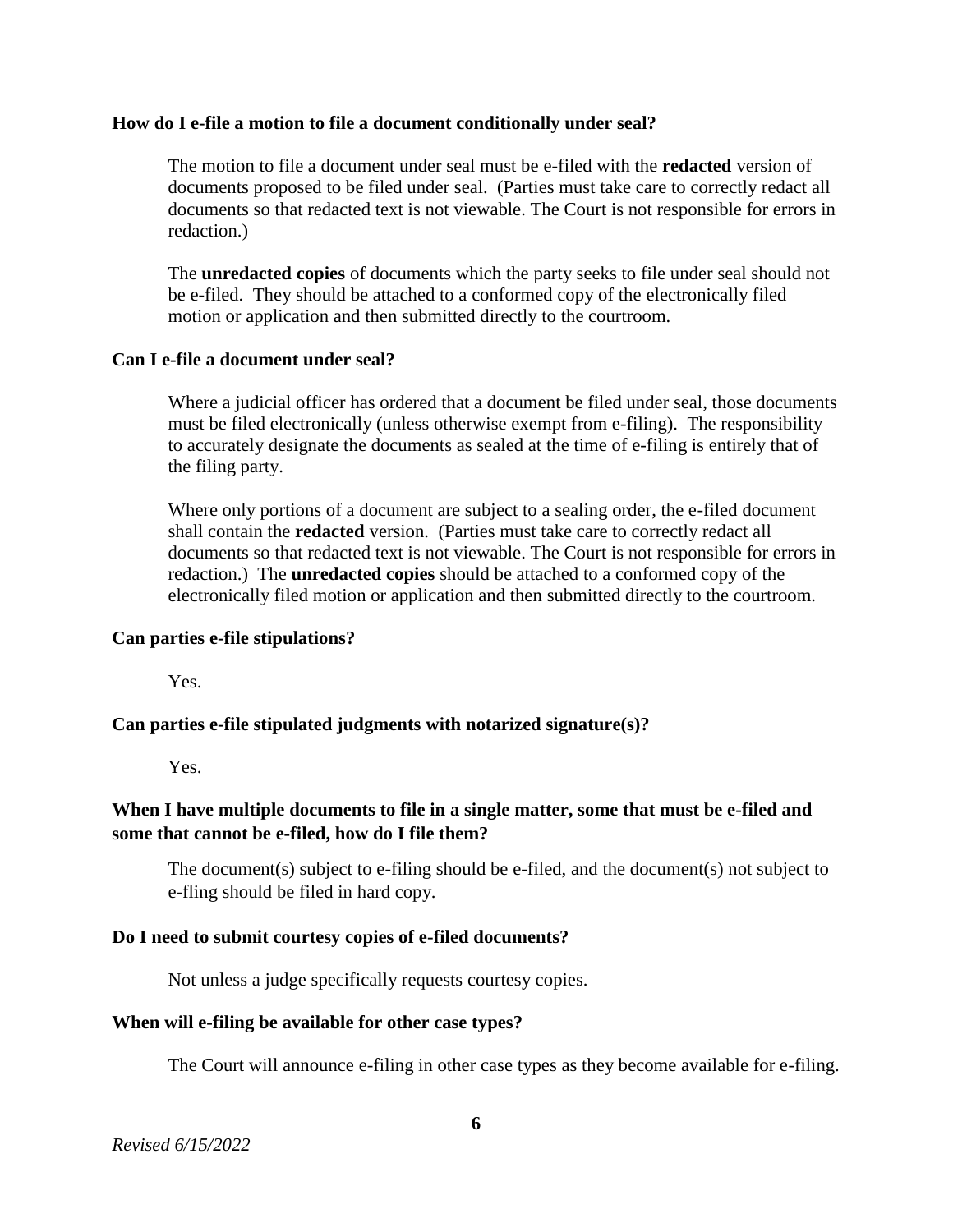**How do I e-file a motion to file a document conditionally under seal?**

The motion to file a document under seal must be e-filed with the **redacted** version of documents proposed to be filed under seal. (Parties must take care to correctly redact all documents so that redacted text is not viewable. The Court is not responsible for errors in redaction.)

The **unredacted copies** of documents which the party seeks to file under seal should not be e-filed. They should be attached to a conformed copy of the electronically filed motion or application and then submitted directly to the courtroom.

**Can I e-file a document under seal?**

Where a judicial officer has ordered that a document be filed under seal, those documents must be filed electronically (unless otherwise exempt from e-filing). The responsibility to accurately designate the documents as sealed at the time of e-filing is entirely that of the filing party.

Where only portions of a document are subject to a sealing order, the e-filed document shall contain the **redacted** version. (Parties must take care to correctly redact all documents so that redacted text is not viewable. The Court is not responsible for errors in redaction.) The **unredacted copies** should be attached to a conformed copy of the electronically filed motion or application and then submitted directly to the courtroom.

**Can parties e-file stipulations?**

Yes.

**Can parties e-file stipulated judgments with notarized signature(s)?**

Yes.

**When I have multiple documents to file in a single matter, some that must be e-filed and some that cannot be e-filed, how do I file them?**

The document(s) subject to e-filing should be e-filed, and the document(s) not subject to e-fling should be filed in hard copy.

**Do I need to submit courtesy copies of e-filed documents?**

Not unless a judge specifically requests courtesy copies.

**When will e-filing be available for other case types?**

The Court will announce e-filing in other case types as they become available for e-filing.

*Revised 6/15/2022*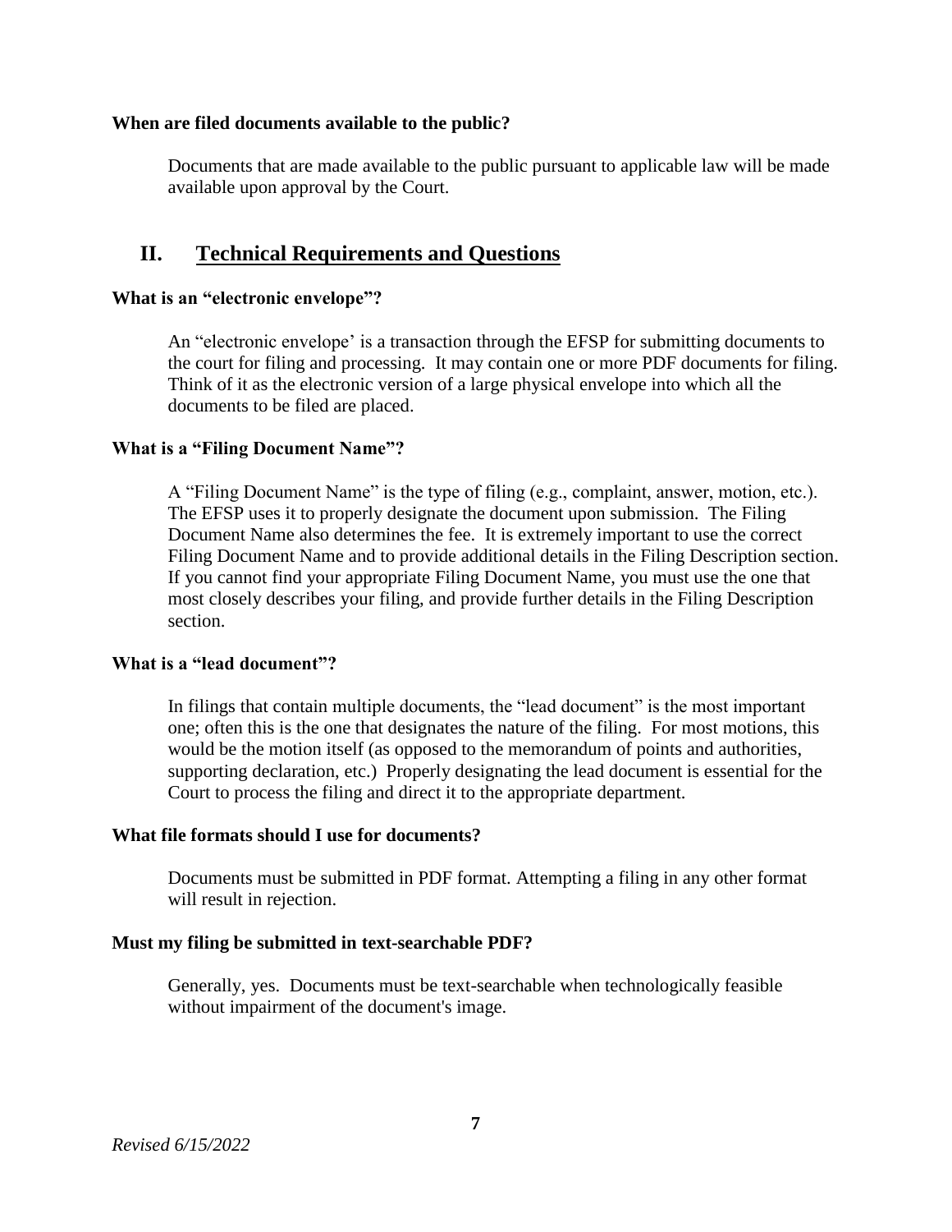**When are filed documents available to the public?**

Documents that are made available to the public pursuant to applicable law will be made available upon approval by the Court.

## II. Technical Requirements and Questions

**What is an "electronic envelope"?**

An "electronic envelope' is a transaction through the EFSP for submitting documents to the court for filing and processing. It may contain one or more PDF documents for filing. Think of it as the electronic version of a large physical envelope into which all the documents to be filed are placed.

**What is a "Filing Document Name"?**

A "Filing Document Name" is the type of filing (e.g., complaint, answer, motion, etc.). The EFSP uses it to properly designate the document upon submission. The Filing Document Name also determines the fee. It is extremely important to use the correct Filing Document Name and to provide additional details in the Filing Description section. If you cannot find your appropriate Filing Document Name, you must use the one that most closely describes your filing, and provide further details in the Filing Description section.

**What is a "lead document"?**

In filings that contain multiple documents, the "lead document" is the most important one; often this is the one that designates the nature of the filing. For most motions, this would be the motion itself (as opposed to the memorandum of points and authorities, supporting declaration, etc.) Properly designating the lead document is essential for the Court to process the filing and direct it to the appropriate department.

**What file formats should I use for documents?**

Documents must be submitted in PDF format. Attempting a filing in any other format will result in rejection.

**Must my filing be submitted in text-searchable PDF?**

Generally, yes. Documents must be text-searchable when technologically feasible without impairment of the document's image.

*Revised 6/15/2022*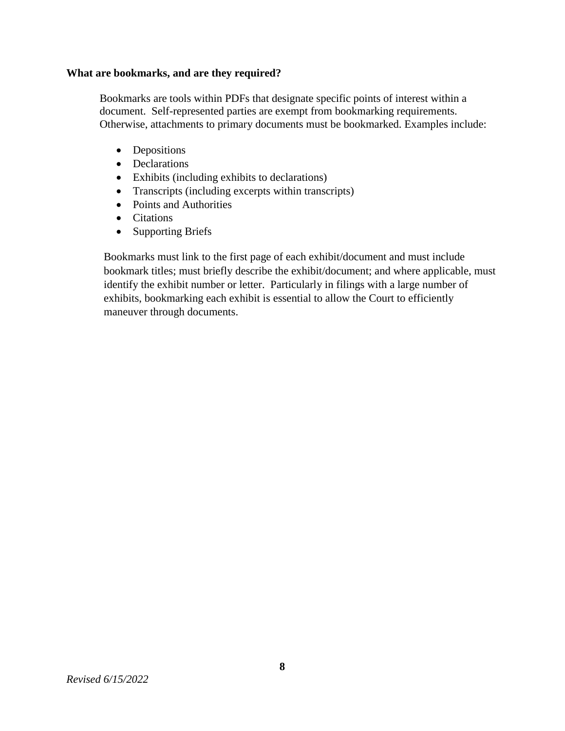**What are bookmarks, and are they required?**

Bookmarks are tools within PDFs that designate specific points of interest within a document. Self-represented parties are exempt from bookmarking requirements. Otherwise, attachments to primary documents must be bookmarked. Examples include:

- Depositions
- Declarations
- Exhibits (including exhibits to declarations)
- Transcripts (including excerpts within transcripts)
- Points and Authorities
- Citations
- Supporting Briefs

Bookmarks must link to the first page of each exhibit/document and must include bookmark titles; must briefly describe the exhibit/document; and where applicable, must identify the exhibit number or letter. Particularly in filings with a large number of exhibits, bookmarking each exhibit is essential to allow the Court to efficiently maneuver through documents.

*Revised 6/15/2022*